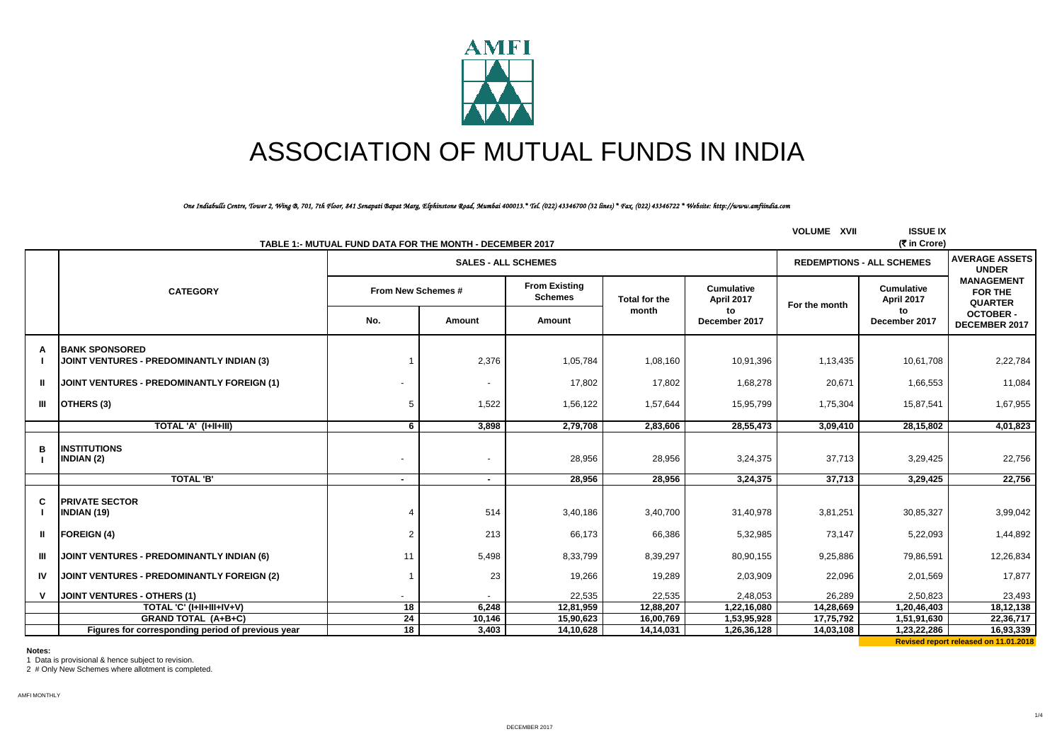# ASSOCIATION OF MUTUAL FUNDS IN INDIA

*One Indiabulls Centre, Tower 2, Wing B, 701, 7th Floor, 841 Senapati Bapat Marg, Elphinstone Road, Mumbai 400013.* Tel. (022) 43346700 (32 lines) * Fax. (022) 43346722 * Website: http://www.amfiindia.com*

VOLUME XVII ISSUE IX

## TABLE 1:- MUTUAL FUND DATA FOR THE MONTH - DECEMBER 2017

(₹ in Crore)

| | CATEGORY | SALES - ALL SCHEMES | | | | | REDEMPTIONS - ALL SCHEMES | | AVERAGE ASSETS UNDER MANAGEMENT FOR THE QUARTER |
|---|---|---|---|---|---|---|---|---|---|
| | | From New Schemes # | | From Existing Schemes | Total for the month | Cumulative April 2017 to December 2017 | For the month | Cumulative April 2017 to December 2017 | OCTOBER - DECEMBER 2017 |
| | | No. | Amount | Amount | | | | | |
| A | BANK SPONSORED | | | | | | | | |
| I | JOINT VENTURES - PREDOMINANTLY INDIAN (3) | 1 | 2,376 | 1,05,784 | 1,08,160 | 10,91,396 | 1,13,435 | 10,61,708 | 2,22,784 |
| II | JOINT VENTURES - PREDOMINANTLY FOREIGN (1) | - | - | 17,802 | 17,802 | 1,68,278 | 20,671 | 1,66,553 | 11,084 |
| III | OTHERS (3) | 5 | 1,522 | 1,56,122 | 1,57,644 | 15,95,799 | 1,75,304 | 15,87,541 | 1,67,955 |
| | TOTAL 'A' (I+II+III) | 6 | 3,898 | 2,79,708 | 2,83,606 | 28,55,473 | 3,09,410 | 28,15,802 | 4,01,823 |
| B | INSTITUTIONS | | | | | | | | |
| I | INDIAN (2) | - | - | 28,956 | 28,956 | 3,24,375 | 37,713 | 3,29,425 | 22,756 |
| | TOTAL 'B' | - | - | 28,956 | 28,956 | 3,24,375 | 37,713 | 3,29,425 | 22,756 |
| C | PRIVATE SECTOR | | | | | | | | |
| I | INDIAN (19) | 4 | 514 | 3,40,186 | 3,40,700 | 31,40,978 | 3,81,251 | 30,85,327 | 3,99,042 |
| II | FOREIGN (4) | 2 | 213 | 66,173 | 66,386 | 5,32,985 | 73,147 | 5,22,093 | 1,44,892 |
| III | JOINT VENTURES - PREDOMINANTLY INDIAN (6) | 11 | 5,498 | 8,33,799 | 8,39,297 | 80,90,155 | 9,25,886 | 79,86,591 | 12,26,834 |
| IV | JOINT VENTURES - PREDOMINANTLY FOREIGN (2) | 1 | 23 | 19,266 | 19,289 | 2,03,909 | 22,096 | 2,01,569 | 17,877 |
| V | JOINT VENTURES - OTHERS (1) | - | - | 22,535 | 22,535 | 2,48,053 | 26,289 | 2,50,823 | 23,493 |
| | TOTAL 'C' (I+II+III+IV+V) | 18 | 6,248 | 12,81,959 | 12,88,207 | 1,22,16,080 | 14,28,669 | 1,20,46,403 | 18,12,138 |
| | GRAND TOTAL (A+B+C) | 24 | 10,146 | 15,90,623 | 16,00,769 | 1,53,95,928 | 17,75,792 | 1,51,91,630 | 22,36,717 |
| | Figures for corresponding period of previous year | 18 | 3,403 | 14,10,628 | 14,14,031 | 1,26,36,128 | 14,03,108 | 1,23,22,286 | 16,93,339 |

Revised report released on 11.01.2018

**Notes:**

1 Data is provisional & hence subject to revision.

2 # Only New Schemes where allotment is completed.

AMFI MONTHLY

DECEMBER 2017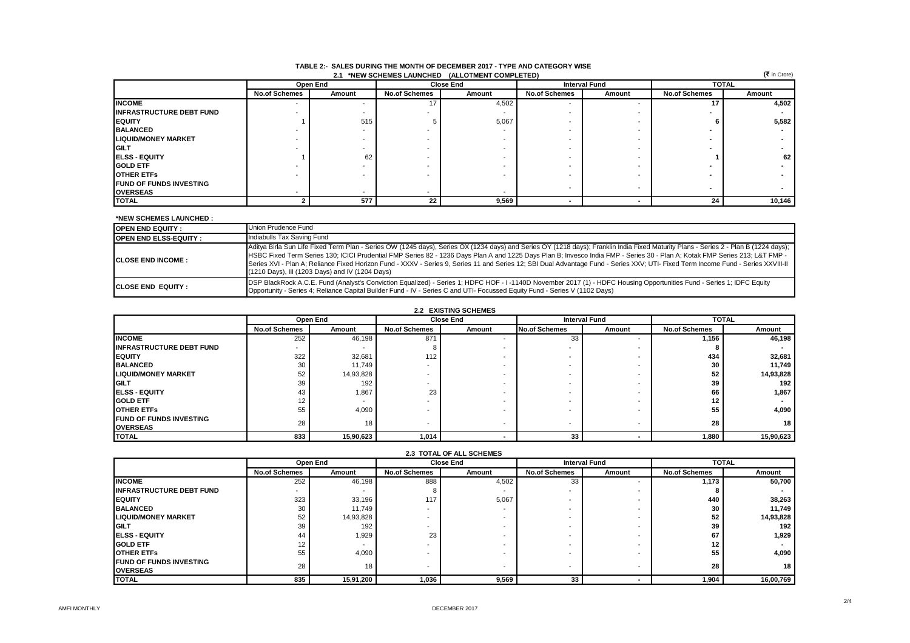# TABLE 2:- SALES DURING THE MONTH OF DECEMBER 2017 - TYPE AND CATEGORY WISE

## 2.1 *NEW SCHEMES LAUNCHED (ALLOTMENT COMPLETED)

(₹ in Crore)

| | Open End | | Close End | | Interval Fund | | TOTAL | |
|---|---|---|---|---|---|---|---|---|
| | No.of Schemes | Amount | No.of Schemes | Amount | No.of Schemes | Amount | No.of Schemes | Amount |
| **INCOME** | - | - | 17 | 4,502 | - | - | **17** | **4,502** |
| **INFRASTRUCTURE DEBT FUND** | - | - | - | - | - | - | **-** | **-** |
| **EQUITY** | 1 | 515 | 5 | 5,067 | - | - | **6** | **5,582** |
| **BALANCED** | - | - | - | - | - | - | **-** | **-** |
| **LIQUID/MONEY MARKET** | - | - | - | - | - | - | **-** | **-** |
| **GILT** | - | - | - | - | - | - | **-** | **-** |
| **ELSS - EQUITY** | 1 | 62 | - | - | - | - | **1** | **62** |
| **GOLD ETF** | - | - | - | - | - | - | **-** | **-** |
| **OTHER ETFs** | - | - | - | - | - | - | **-** | **-** |
| **FUND OF FUNDS INVESTING OVERSEAS** | - | - | - | - | - | - | **-** | **-** |
| **TOTAL** | **2** | **577** | **22** | **9,569** | **-** | **-** | **24** | **10,146** |

### *NEW SCHEMES LAUNCHED :

| | |
|---|---|
| **OPEN END EQUITY :** | Union Prudence Fund |
| **OPEN END ELSS-EQUITY :** | Indiabulls Tax Saving Fund |
| **CLOSE END INCOME :** | Aditya Birla Sun Life Fixed Term Plan - Series OW (1245 days), Series OX (1234 days) and Series OY (1218 days); Franklin India Fixed Maturity Plans - Series 2 - Plan B (1224 days); HSBC Fixed Term Series 130; ICICI Prudential FMP Series 82 - 1236 Days Plan A and 1225 Days Plan B; Invesco India FMP - Series 30 - Plan A; Kotak FMP Series 213; L&T FMP - Series XVI - Plan A; Reliance Fixed Horizon Fund - XXXV - Series 9, Series 11 and Series 12; SBI Dual Advantage Fund - Series XXV; UTI- Fixed Term Income Fund - Series XXVIII-II (1210 Days), III (1203 Days) and IV (1204 Days) |
| **CLOSE END EQUITY :** | DSP BlackRock A.C.E. Fund (Analyst's Conviction Equalized) - Series 1; HDFC HOF - I -1140D November 2017 (1) - HDFC Housing Opportunities Fund - Series 1; IDFC Equity Opportunity - Series 4; Reliance Capital Builder Fund - IV - Series C and UTI- Focussed Equity Fund - Series V (1102 Days) |

## 2.2 EXISTING SCHEMES

| | Open End | | Close End | | Interval Fund | | TOTAL | |
|---|---|---|---|---|---|---|---|---|
| | No.of Schemes | Amount | No.of Schemes | Amount | No.of Schemes | Amount | No.of Schemes | Amount |
| **INCOME** | 252 | 46,198 | 871 | - | 33 | - | **1,156** | **46,198** |
| **INFRASTRUCTURE DEBT FUND** | - | - | 8 | - | - | - | **8** | **-** |
| **EQUITY** | 322 | 32,681 | 112 | - | - | - | **434** | **32,681** |
| **BALANCED** | 30 | 11,749 | - | - | - | - | **30** | **11,749** |
| **LIQUID/MONEY MARKET** | 52 | 14,93,828 | - | - | - | - | **52** | **14,93,828** |
| **GILT** | 39 | 192 | - | - | - | - | **39** | **192** |
| **ELSS - EQUITY** | 43 | 1,867 | 23 | - | - | - | **66** | **1,867** |
| **GOLD ETF** | 12 | - | - | - | - | - | **12** | **-** |
| **OTHER ETFs** | 55 | 4,090 | - | - | - | - | **55** | **4,090** |
| **FUND OF FUNDS INVESTING OVERSEAS** | 28 | 18 | - | - | - | - | **28** | **18** |
| **TOTAL** | **833** | **15,90,623** | **1,014** | **-** | **33** | **-** | **1,880** | **15,90,623** |

## 2.3 TOTAL OF ALL SCHEMES

| | Open End | | Close End | | Interval Fund | | TOTAL | |
|---|---|---|---|---|---|---|---|---|
| | No.of Schemes | Amount | No.of Schemes | Amount | No.of Schemes | Amount | No.of Schemes | Amount |
| **INCOME** | 252 | 46,198 | 888 | 4,502 | 33 | - | **1,173** | **50,700** |
| **INFRASTRUCTURE DEBT FUND** | - | - | 8 | - | - | - | **8** | **-** |
| **EQUITY** | 323 | 33,196 | 117 | 5,067 | - | - | **440** | **38,263** |
| **BALANCED** | 30 | 11,749 | - | - | - | - | **30** | **11,749** |
| **LIQUID/MONEY MARKET** | 52 | 14,93,828 | - | - | - | - | **52** | **14,93,828** |
| **GILT** | 39 | 192 | - | - | - | - | **39** | **192** |
| **ELSS - EQUITY** | 44 | 1,929 | 23 | - | - | - | **67** | **1,929** |
| **GOLD ETF** | 12 | - | - | - | - | - | **12** | **-** |
| **OTHER ETFs** | 55 | 4,090 | - | - | - | - | **55** | **4,090** |
| **FUND OF FUNDS INVESTING OVERSEAS** | 28 | 18 | - | - | - | - | **28** | **18** |
| **TOTAL** | **835** | **15,91,200** | **1,036** | **9,569** | **33** | **-** | **1,904** | **16,00,769** |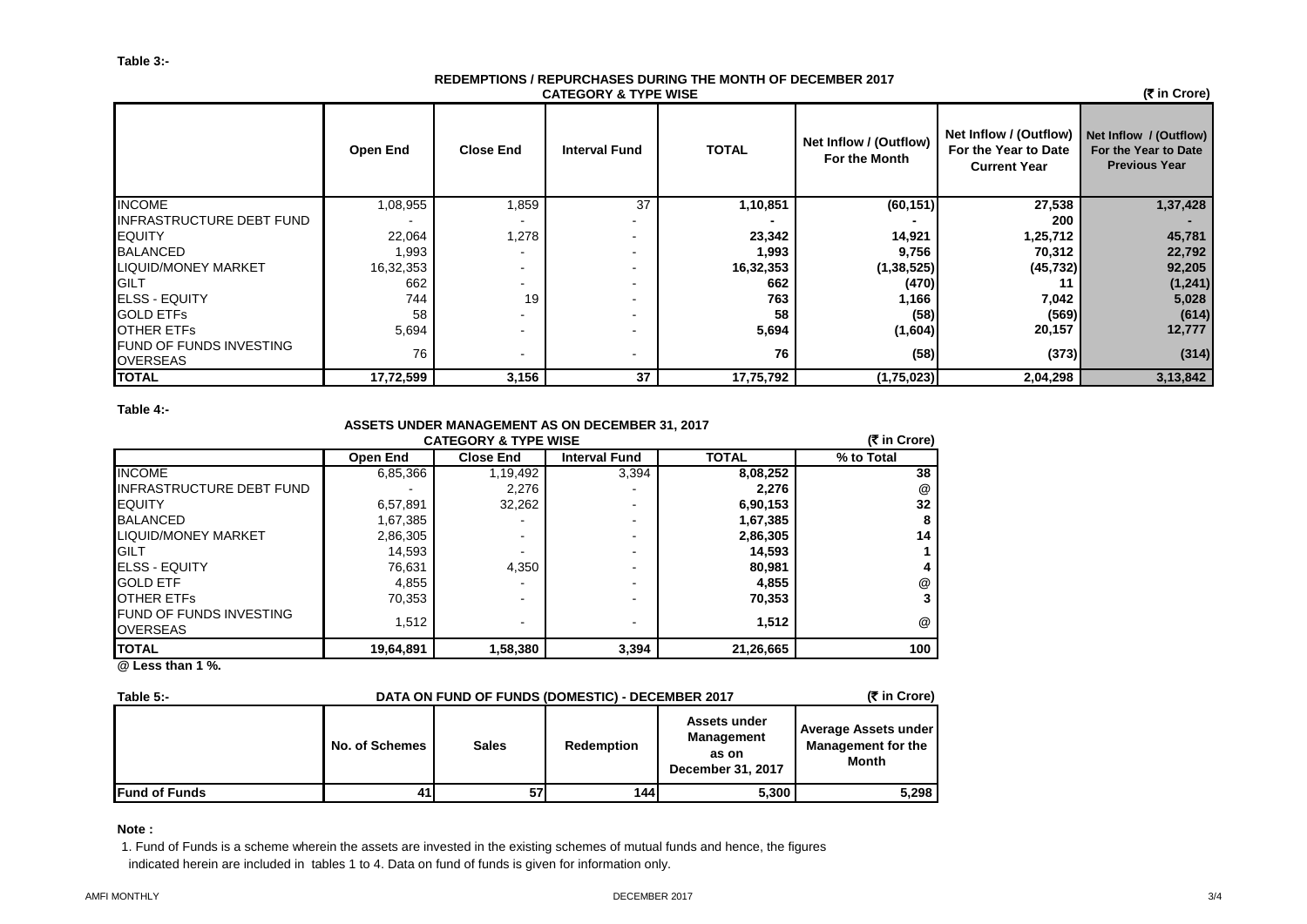Table 3:-

### REDEMPTIONS / REPURCHASES DURING THE MONTH OF DECEMBER 2017
### CATEGORY & TYPE WISE

(₹ in Crore)

| | Open End | Close End | Interval Fund | TOTAL | Net Inflow / (Outflow) For the Month | Net Inflow / (Outflow) For the Year to Date Current Year | Net Inflow / (Outflow) For the Year to Date Previous Year |
|---|---|---|---|---|---|---|---|
| INCOME | 1,08,955 | 1,859 | 37 | **1,10,851** | **(60,151)** | **27,538** | **1,37,428** |
| INFRASTRUCTURE DEBT FUND | - | - | - | **-** | **-** | **200** | **-** |
| EQUITY | 22,064 | 1,278 | - | **23,342** | **14,921** | **1,25,712** | **45,781** |
| BALANCED | 1,993 | - | - | **1,993** | **9,756** | **70,312** | **22,792** |
| LIQUID/MONEY MARKET | 16,32,353 | - | - | **16,32,353** | **(1,38,525)** | **(45,732)** | **92,205** |
| GILT | 662 | - | - | **662** | **(470)** | **11** | **(1,241)** |
| ELSS - EQUITY | 744 | 19 | - | **763** | **1,166** | **7,042** | **5,028** |
| GOLD ETFs | 58 | - | - | **58** | **(58)** | **(569)** | **(614)** |
| OTHER ETFs | 5,694 | - | - | **5,694** | **(1,604)** | **20,157** | **12,777** |
| FUND OF FUNDS INVESTING OVERSEAS | 76 | - | - | **76** | **(58)** | **(373)** | **(314)** |
| **TOTAL** | **17,72,599** | **3,156** | **37** | **17,75,792** | **(1,75,023)** | **2,04,298** | **3,13,842** |

Table 4:-

### ASSETS UNDER MANAGEMENT AS ON DECEMBER 31, 2017
### CATEGORY & TYPE WISE

(₹ in Crore)

| | Open End | Close End | Interval Fund | TOTAL | % to Total |
|---|---|---|---|---|---|
| INCOME | 6,85,366 | 1,19,492 | 3,394 | **8,08,252** | **38** |
| INFRASTRUCTURE DEBT FUND | - | 2,276 | - | **2,276** | **@** |
| EQUITY | 6,57,891 | 32,262 | - | **6,90,153** | **32** |
| BALANCED | 1,67,385 | - | - | **1,67,385** | **8** |
| LIQUID/MONEY MARKET | 2,86,305 | - | - | **2,86,305** | **14** |
| GILT | 14,593 | - | - | **14,593** | **1** |
| ELSS - EQUITY | 76,631 | 4,350 | - | **80,981** | **4** |
| GOLD ETF | 4,855 | - | - | **4,855** | **@** |
| OTHER ETFs | 70,353 | - | - | **70,353** | **3** |
| FUND OF FUNDS INVESTING OVERSEAS | 1,512 | - | - | **1,512** | **@** |
| **TOTAL** | **19,64,891** | **1,58,380** | **3,394** | **21,26,665** | **100** |

**@ Less than 1 %.**

Table 5:-

### DATA ON FUND OF FUNDS (DOMESTIC) - DECEMBER 2017

(₹ in Crore)

| | No. of Schemes | Sales | Redemption | Assets under Management as on December 31, 2017 | Average Assets under Management for the Month |
|---|---|---|---|---|---|
| **Fund of Funds** | 41 | 57 | 144 | 5,300 | 5,298 |

**Note :**

1. Fund of Funds is a scheme wherein the assets are invested in the existing schemes of mutual funds and hence, the figures indicated herein are included in tables 1 to 4. Data on fund of funds is given for information only.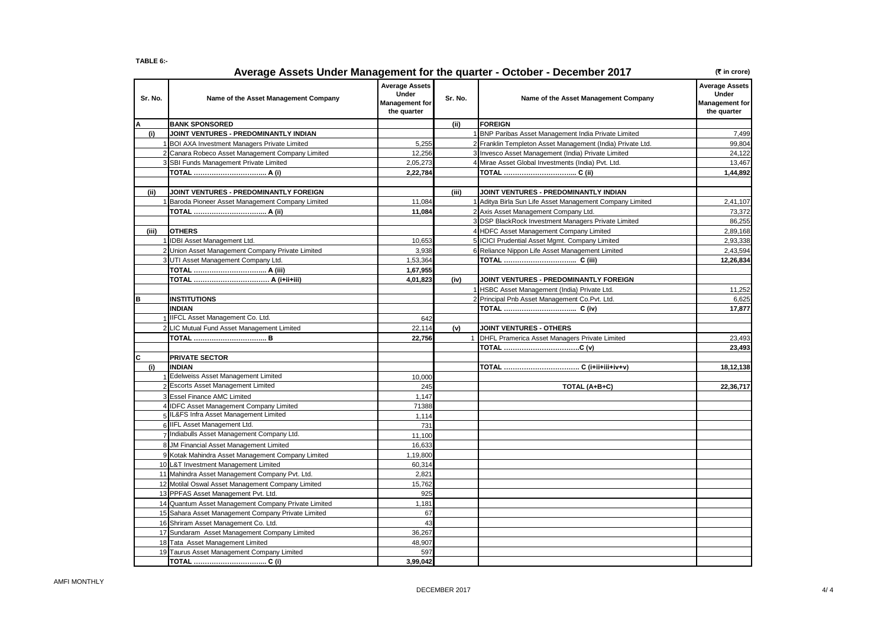**TABLE 6:-**

## Average Assets Under Management for the quarter - October - December 2017

(₹ in crore)

| Sr. No. | Name of the Asset Management Company | Average Assets Under Management for the quarter | Sr. No. | Name of the Asset Management Company | Average Assets Under Management for the quarter |
|---|---|---|---|---|---|
| A | **BANK SPONSORED** | | (ii) | **FOREIGN** | |
| (i) | **JOINT VENTURES - PREDOMINANTLY INDIAN** | | 1 | BNP Paribas Asset Management India Private Limited | 7,499 |
| 1 | BOI AXA Investment Managers Private Limited | 5,255 | 2 | Franklin Templeton Asset Management (India) Private Ltd. | 99,804 |
| 2 | Canara Robeco Asset Management Company Limited | 12,256 | 3 | Invesco Asset Management (India) Private Limited | 24,122 |
| 3 | SBI Funds Management Private Limited | 2,05,273 | 4 | Mirae Asset Global Investments (India) Pvt. Ltd. | 13,467 |
| | **TOTAL ………………………….. A (i)** | **2,22,784** | | **TOTAL ………………………….. C (ii)** | **1,44,892** |
| | | | | | |
| (ii) | **JOINT VENTURES - PREDOMINANTLY FOREIGN** | | (iii) | **JOINT VENTURES - PREDOMINANTLY INDIAN** | |
| 1 | Baroda Pioneer Asset Management Company Limited | 11,084 | 1 | Aditya Birla Sun Life Asset Management Company Limited | 2,41,107 |
| | **TOTAL ………………………….. A (ii)** | **11,084** | 2 | Axis Asset Management Company Ltd. | 73,372 |
| | | | 3 | DSP BlackRock Investment Managers Private Limited | 86,255 |
| (iii) | **OTHERS** | | 4 | HDFC Asset Management Company Limited | 2,89,168 |
| 1 | IDBI Asset Management Ltd. | 10,653 | 5 | ICICI Prudential Asset Mgmt. Company Limited | 2,93,338 |
| 2 | Union Asset Management Company Private Limited | 3,938 | 6 | Reliance Nippon Life Asset Management Limited | 2,43,594 |
| 3 | UTI Asset Management Company Ltd. | 1,53,364 | | **TOTAL ………………………….. C (iii)** | **12,26,834** |
| | **TOTAL ………………………….. A (iii)** | **1,67,955** | | | |
| | **TOTAL ………………………….. A (i+ii+iii)** | **4,01,823** | (iv) | **JOINT VENTURES - PREDOMINANTLY FOREIGN** | |
| | | | 1 | HSBC Asset Management (India) Private Ltd. | 11,252 |
| B | **INSTITUTIONS** | | 2 | Principal Pnb Asset Management Co.Pvt. Ltd. | 6,625 |
| | **INDIAN** | | | **TOTAL ………………………….. C (iv)** | **17,877** |
| 1 | IIFCL Asset Management Co. Ltd. | 642 | | | |
| 2 | LIC Mutual Fund Asset Management Limited | 22,114 | (v) | **JOINT VENTURES - OTHERS** | |
| | **TOTAL ………………………….. B** | **22,756** | 1 | DHFL Pramerica Asset Managers Private Limited | 23,493 |
| | | | | **TOTAL ……………………………C (v)** | **23,493** |
| C | **PRIVATE SECTOR** | | | | |
| (i) | **INDIAN** | | | **TOTAL ……………………………. C (i+ii+iii+iv+v)** | **18,12,138** |
| 1 | Edelweiss Asset Management Limited | 10,000 | | | |
| 2 | Escorts Asset Management Limited | 245 | | **TOTAL (A+B+C)** | **22,36,717** |
| 3 | Essel Finance AMC Limited | 1,147 | | | |
| 4 | IDFC Asset Management Company Limited | 71388 | | | |
| 5 | IL&FS Infra Asset Management Limited | 1,114 | | | |
| 6 | IIFL Asset Management Ltd. | 731 | | | |
| 7 | Indiabulls Asset Management Company Ltd. | 11,100 | | | |
| 8 | JM Financial Asset Management Limited | 16,633 | | | |
| 9 | Kotak Mahindra Asset Management Company Limited | 1,19,800 | | | |
| 10 | L&T Investment Management Limited | 60,314 | | | |
| 11 | Mahindra Asset Management Company Pvt. Ltd. | 2,821 | | | |
| 12 | Motilal Oswal Asset Management Company Limited | 15,762 | | | |
| 13 | PPFAS Asset Management Pvt. Ltd. | 925 | | | |
| 14 | Quantum Asset Management Company Private Limited | 1,181 | | | |
| 15 | Sahara Asset Management Company Private Limited | 67 | | | |
| 16 | Shriram Asset Management Co. Ltd. | 43 | | | |
| 17 | Sundaram Asset Management Company Limited | 36,267 | | | |
| 18 | Tata Asset Management Limited | 48,907 | | | |
| 19 | Taurus Asset Management Company Limited | 597 | | | |
| | **TOTAL ………………………….. C (i)** | **3,99,042** | | | |